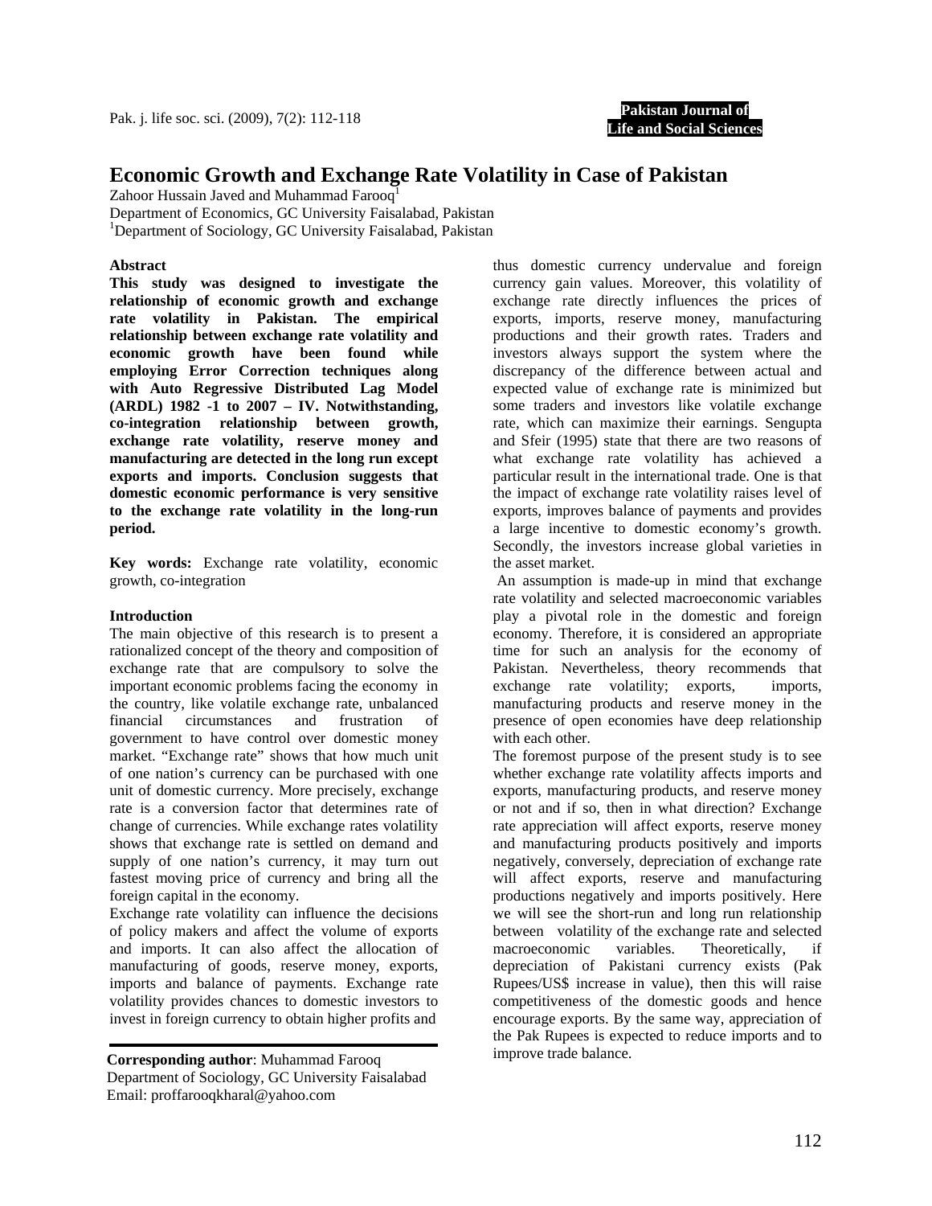# Economic Growth and Exchange Rate Volatility in Case of Pakistan

Zahoor Hussain Javed and Muhammad Farooq[1]

Department of Economics, GC University Faisalabad, Pakistan

[1]Department of Sociology, GC University Faisalabad, Pakistan

## Abstract

**This study was designed to investigate the relationship of economic growth and exchange rate volatility in Pakistan. The empirical relationship between exchange rate volatility and economic growth have been found while employing Error Correction techniques along with Auto Regressive Distributed Lag Model (ARDL) 1982 -1 to 2007 – IV. Notwithstanding, co-integration relationship between growth, exchange rate volatility, reserve money and manufacturing are detected in the long run except exports and imports. Conclusion suggests that domestic economic performance is very sensitive to the exchange rate volatility in the long-run period.**

**Key words:** Exchange rate volatility, economic growth, co-integration

## Introduction

The main objective of this research is to present a rationalized concept of the theory and composition of exchange rate that are compulsory to solve the important economic problems facing the economy in the country, like volatile exchange rate, unbalanced financial circumstances and frustration of government to have control over domestic money market. "Exchange rate" shows that how much unit of one nation's currency can be purchased with one unit of domestic currency. More precisely, exchange rate is a conversion factor that determines rate of change of currencies. While exchange rates volatility shows that exchange rate is settled on demand and supply of one nation's currency, it may turn out fastest moving price of currency and bring all the foreign capital in the economy.

Exchange rate volatility can influence the decisions of policy makers and affect the volume of exports and imports. It can also affect the allocation of manufacturing of goods, reserve money, exports, imports and balance of payments. Exchange rate volatility provides chances to domestic investors to invest in foreign currency to obtain higher profits and thus domestic currency undervalue and foreign currency gain values. Moreover, this volatility of exchange rate directly influences the prices of exports, imports, reserve money, manufacturing productions and their growth rates. Traders and investors always support the system where the discrepancy of the difference between actual and expected value of exchange rate is minimized but some traders and investors like volatile exchange rate, which can maximize their earnings. Sengupta and Sfeir (1995) state that there are two reasons of what exchange rate volatility has achieved a particular result in the international trade. One is that the impact of exchange rate volatility raises level of exports, improves balance of payments and provides a large incentive to domestic economy's growth. Secondly, the investors increase global varieties in the asset market.

An assumption is made-up in mind that exchange rate volatility and selected macroeconomic variables play a pivotal role in the domestic and foreign economy. Therefore, it is considered an appropriate time for such an analysis for the economy of Pakistan. Nevertheless, theory recommends that exchange rate volatility; exports, imports, manufacturing products and reserve money in the presence of open economies have deep relationship with each other.

The foremost purpose of the present study is to see whether exchange rate volatility affects imports and exports, manufacturing products, and reserve money or not and if so, then in what direction? Exchange rate appreciation will affect exports, reserve money and manufacturing products positively and imports negatively, conversely, depreciation of exchange rate will affect exports, reserve and manufacturing productions negatively and imports positively. Here we will see the short-run and long run relationship between volatility of the exchange rate and selected macroeconomic variables. Theoretically, if depreciation of Pakistani currency exists (Pak Rupees/US$ increase in value), then this will raise competitiveness of the domestic goods and hence encourage exports. By the same way, appreciation of the Pak Rupees is expected to reduce imports and to improve trade balance.

**Corresponding author**: Muhammad Farooq
Department of Sociology, GC University Faisalabad
Email: proffarooqkharal@yahoo.com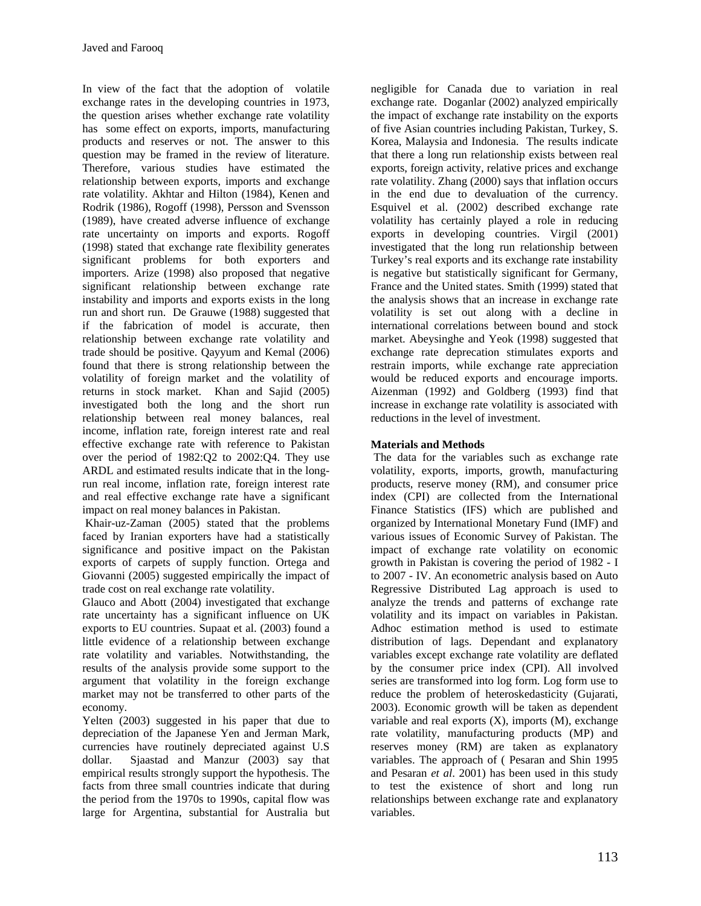In view of the fact that the adoption of volatile exchange rates in the developing countries in 1973, the question arises whether exchange rate volatility has some effect on exports, imports, manufacturing products and reserves or not. The answer to this question may be framed in the review of literature. Therefore, various studies have estimated the relationship between exports, imports and exchange rate volatility. Akhtar and Hilton (1984), Kenen and Rodrik (1986), Rogoff (1998), Persson and Svensson (1989), have created adverse influence of exchange rate uncertainty on imports and exports. Rogoff (1998) stated that exchange rate flexibility generates significant problems for both exporters and importers. Arize (1998) also proposed that negative significant relationship between exchange rate instability and imports and exports exists in the long run and short run. De Grauwe (1988) suggested that if the fabrication of model is accurate, then relationship between exchange rate volatility and trade should be positive. Qayyum and Kemal (2006) found that there is strong relationship between the volatility of foreign market and the volatility of returns in stock market. Khan and Sajid (2005) investigated both the long and the short run relationship between real money balances, real income, inflation rate, foreign interest rate and real effective exchange rate with reference to Pakistan over the period of 1982:Q2 to 2002:Q4. They use ARDL and estimated results indicate that in the long-run real income, inflation rate, foreign interest rate and real effective exchange rate have a significant impact on real money balances in Pakistan.

Khair-uz-Zaman (2005) stated that the problems faced by Iranian exporters have had a statistically significance and positive impact on the Pakistan exports of carpets of supply function. Ortega and Giovanni (2005) suggested empirically the impact of trade cost on real exchange rate volatility.

Glauco and Abott (2004) investigated that exchange rate uncertainty has a significant influence on UK exports to EU countries. Supaat et al. (2003) found a little evidence of a relationship between exchange rate volatility and variables. Notwithstanding, the results of the analysis provide some support to the argument that volatility in the foreign exchange market may not be transferred to other parts of the economy.

Yelten (2003) suggested in his paper that due to depreciation of the Japanese Yen and Jerman Mark, currencies have routinely depreciated against U.S dollar. Sjaastad and Manzur (2003) say that empirical results strongly support the hypothesis. The facts from three small countries indicate that during the period from the 1970s to 1990s, capital flow was large for Argentina, substantial for Australia but negligible for Canada due to variation in real exchange rate. Doganlar (2002) analyzed empirically the impact of exchange rate instability on the exports of five Asian countries including Pakistan, Turkey, S. Korea, Malaysia and Indonesia. The results indicate that there a long run relationship exists between real exports, foreign activity, relative prices and exchange rate volatility. Zhang (2000) says that inflation occurs in the end due to devaluation of the currency. Esquivel et al. (2002) described exchange rate volatility has certainly played a role in reducing exports in developing countries. Virgil (2001) investigated that the long run relationship between Turkey's real exports and its exchange rate instability is negative but statistically significant for Germany, France and the United states. Smith (1999) stated that the analysis shows that an increase in exchange rate volatility is set out along with a decline in international correlations between bound and stock market. Abeysinghe and Yeok (1998) suggested that exchange rate deprecation stimulates exports and restrain imports, while exchange rate appreciation would be reduced exports and encourage imports. Aizenman (1992) and Goldberg (1993) find that increase in exchange rate volatility is associated with reductions in the level of investment.

## Materials and Methods

The data for the variables such as exchange rate volatility, exports, imports, growth, manufacturing products, reserve money (RM), and consumer price index (CPI) are collected from the International Finance Statistics (IFS) which are published and organized by International Monetary Fund (IMF) and various issues of Economic Survey of Pakistan. The impact of exchange rate volatility on economic growth in Pakistan is covering the period of 1982 - I to 2007 - IV. An econometric analysis based on Auto Regressive Distributed Lag approach is used to analyze the trends and patterns of exchange rate volatility and its impact on variables in Pakistan. Adhoc estimation method is used to estimate distribution of lags. Dependant and explanatory variables except exchange rate volatility are deflated by the consumer price index (CPI). All involved series are transformed into log form. Log form use to reduce the problem of heteroskedasticity (Gujarati, 2003). Economic growth will be taken as dependent variable and real exports (X), imports (M), exchange rate volatility, manufacturing products (MP) and reserves money (RM) are taken as explanatory variables. The approach of ( Pesaran and Shin 1995 and Pesaran *et al*. 2001) has been used in this study to test the existence of short and long run relationships between exchange rate and explanatory variables.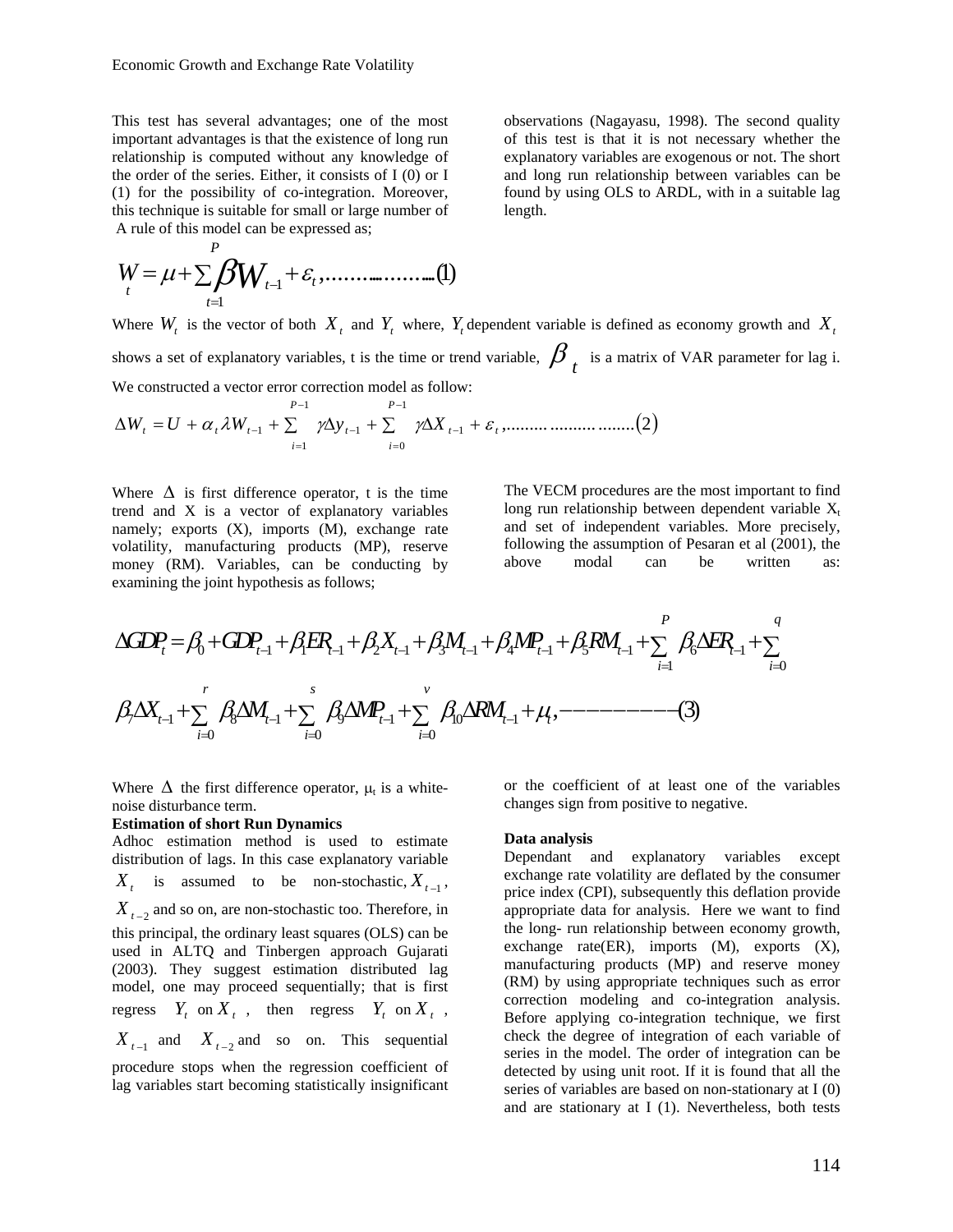This test has several advantages; one of the most important advantages is that the existence of long run relationship is computed without any knowledge of the order of the series. Either, it consists of I (0) or I (1) for the possibility of co-integration. Moreover, this technique is suitable for small or large number of observations (Nagayasu, 1998). The second quality of this test is that it is not necessary whether the explanatory variables are exogenous or not. The short and long run relationship between variables can be found by using OLS to ARDL, with in a suitable lag length.

A rule of this model can be expressed as;

$$W_t = \mu + \sum_{t=1}^{P} \beta W_{t-1} + \varepsilon_t, .......................(1)$$

Where $W_t$ is the vector of both $X_t$ and $Y_t$ where, $Y_t$ dependent variable is defined as economy growth and $X_t$ shows a set of explanatory variables, t is the time or trend variable, $\beta_t$ is a matrix of VAR parameter for lag i. We constructed a vector error correction model as follow:

$$\Delta W_t = U + \alpha_t \lambda W_{t-1} + \sum_{i=1}^{P-1} \gamma \Delta y_{t-1} + \sum_{i=0}^{P-1} \gamma \Delta X_{t-1} + \varepsilon_t, ..........................(2)$$

Where $\Delta$ is first difference operator, t is the time trend and X is a vector of explanatory variables namely; exports (X), imports (M), exchange rate volatility, manufacturing products (MP), reserve money (RM). Variables, can be conducting by examining the joint hypothesis as follows;

The VECM procedures are the most important to find long run relationship between dependent variable $X_t$ and set of independent variables. More precisely, following the assumption of Pesaran et al (2001), the above modal can be written as:

$$\Delta GDP_t = \beta_0 + GDP_{t-1} + \beta_1 ER_{t-1} + \beta_2 X_{t-1} + \beta_3 M_{t-1} + \beta_4 MP_{t-1} + \beta_5 RM_{t-1} + \sum_{i=1}^{P} \beta_6 \Delta ER_{t-1} + \sum_{i=0}^{q}$$

$$\beta_7 \Delta X_{t-1} + \sum_{i=0}^{r} \beta_8 \Delta M_{t-1} + \sum_{i=0}^{s} \beta_9 \Delta MP_{t-1} + \sum_{i=0}^{v} \beta_{10} \Delta RM_{t-1} + \mu_t, ----------(3)$$

Where $\Delta$ the first difference operator, $\mu_t$ is a white-noise disturbance term.

**Estimation of short Run Dynamics**

Adhoc estimation method is used to estimate distribution of lags. In this case explanatory variable $X_t$ is assumed to be non-stochastic, $X_{t-1}$, $X_{t-2}$ and so on, are non-stochastic too. Therefore, in this principal, the ordinary least squares (OLS) can be used in ALTQ and Tinbergen approach Gujarati (2003). They suggest estimation distributed lag model, one may proceed sequentially; that is first regress $Y_t$ on $X_t$ , then regress $Y_t$ on $X_t$ , $X_{t-1}$ and $X_{t-2}$ and so on. This sequential procedure stops when the regression coefficient of lag variables start becoming statistically insignificant or the coefficient of at least one of the variables changes sign from positive to negative.

**Data analysis**

Dependant and explanatory variables except exchange rate volatility are deflated by the consumer price index (CPI), subsequently this deflation provide appropriate data for analysis. Here we want to find the long- run relationship between economy growth, exchange rate(ER), imports (M), exports (X), manufacturing products (MP) and reserve money (RM) by using appropriate techniques such as error correction modeling and co-integration analysis. Before applying co-integration technique, we first check the degree of integration of each variable of series in the model. The order of integration can be detected by using unit root. If it is found that all the series of variables are based on non-stationary at I (0) and are stationary at I (1). Nevertheless, both tests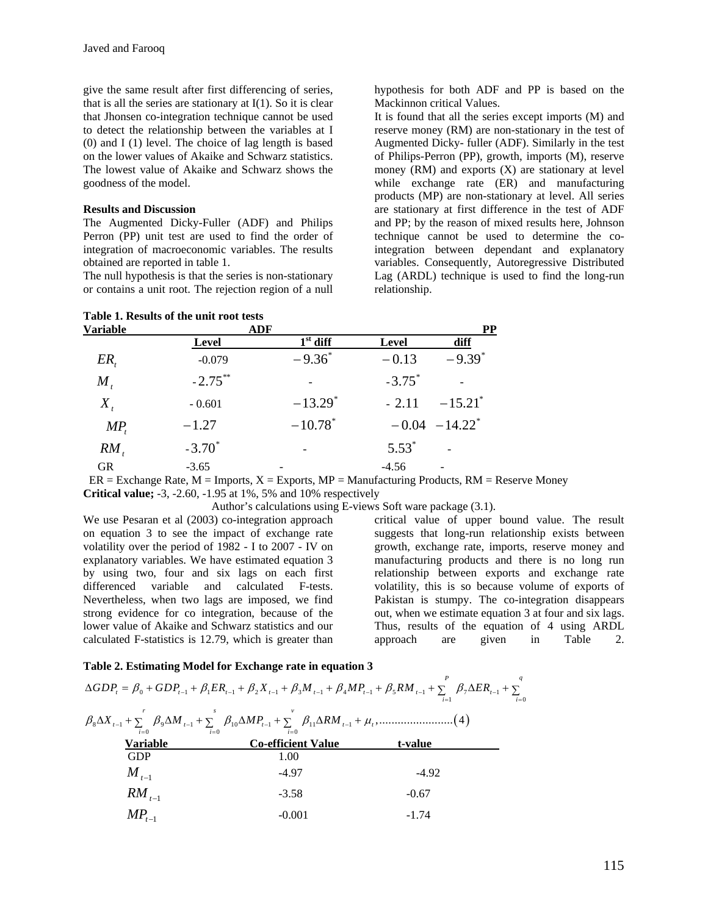give the same result after first differencing of series, that is all the series are stationary at I(1). So it is clear that Jhonsen co-integration technique cannot be used to detect the relationship between the variables at I (0) and I (1) level. The choice of lag length is based on the lower values of Akaike and Schwarz statistics. The lowest value of Akaike and Schwarz shows the goodness of the model.

**Results and Discussion**

The Augmented Dicky-Fuller (ADF) and Philips Perron (PP) unit test are used to find the order of integration of macroeconomic variables. The results obtained are reported in table 1.

The null hypothesis is that the series is non-stationary or contains a unit root. The rejection region of a null hypothesis for both ADF and PP is based on the Mackinnon critical Values.

It is found that all the series except imports (M) and reserve money (RM) are non-stationary in the test of Augmented Dicky- fuller (ADF). Similarly in the test of Philips-Perron (PP), growth, imports (M), reserve money (RM) and exports (X) are stationary at level while exchange rate (ER) and manufacturing products (MP) are non-stationary at level. All series are stationary at first difference in the test of ADF and PP; by the reason of mixed results here, Johnson technique cannot be used to determine the co-integration between dependant and explanatory variables. Consequently, Autoregressive Distributed Lag (ARDL) technique is used to find the long-run relationship.

**Table 1. Results of the unit root tests**

| Variable | ADF | | PP | |
|---|---|---|---|---|
| | Level | 1st diff | Level | diff |
| $ER_t$ | -0.079 | $-9.36^{*}$ | $-0.13$ | $-9.39^{*}$ |
| $M_t$ | $-2.75^{**}$ | - | $-3.75^{*}$ | - |
| $X_t$ | - 0.601 | $-13.29^{*}$ | - 2.11 | $-15.21^{*}$ |
| $MP_t$ | $-1.27$ | $-10.78^{*}$ | $-0.04$ | $-14.22^{*}$ |
| $RM_t$ | $-3.70^{*}$ | - | $5.53^{*}$ | - |
| GR | -3.65 | - | -4.56 | - |

ER = Exchange Rate, M = Imports, X = Exports, MP = Manufacturing Products, RM = Reserve Money

**Critical value;** -3, -2.60, -1.95 at 1%, 5% and 10% respectively

Author's calculations using E-views Soft ware package (3.1).

We use Pesaran et al (2003) co-integration approach on equation 3 to see the impact of exchange rate volatility over the period of 1982 - I to 2007 - IV on explanatory variables. We have estimated equation 3 by using two, four and six lags on each first differenced variable and calculated F-tests. Nevertheless, when two lags are imposed, we find strong evidence for co integration, because of the lower value of Akaike and Schwarz statistics and our calculated F-statistics is 12.79, which is greater than critical value of upper bound value. The result suggests that long-run relationship exists between growth, exchange rate, imports, reserve money and manufacturing products and there is no long run relationship between exports and exchange rate volatility, this is so because volume of exports of Pakistan is stumpy. The co-integration disappears out, when we estimate equation 3 at four and six lags. Thus, results of the equation of 4 using ARDL approach are given in Table 2.

**Table 2. Estimating Model for Exchange rate in equation 3**

$$\Delta GDP_t = \beta_0 + GDP_{t-1} + \beta_1 ER_{t-1} + \beta_2 X_{t-1} + \beta_3 M_{t-1} + \beta_4 MP_{t-1} + \beta_5 RM_{t-1} + \sum_{i=1}^{P} \beta_7 \Delta ER_{t-1} + \sum_{i=0}^{q}$$

$$\beta_8 \Delta X_{t-1} + \sum_{i=0}^{r} \beta_9 \Delta M_{t-1} + \sum_{i=0}^{s} \beta_{10} \Delta MP_{t-1} + \sum_{i=0}^{v} \beta_{11} \Delta RM_{t-1} + \mu_t, ........................(4)$$

| Variable | Co-efficient Value | t-value |
|---|---|---|
| GDP | 1.00 | |
| $M_{t-1}$ | -4.97 | -4.92 |
| $RM_{t-1}$ | -3.58 | -0.67 |
| $MP_{t-1}$ | -0.001 | -1.74 |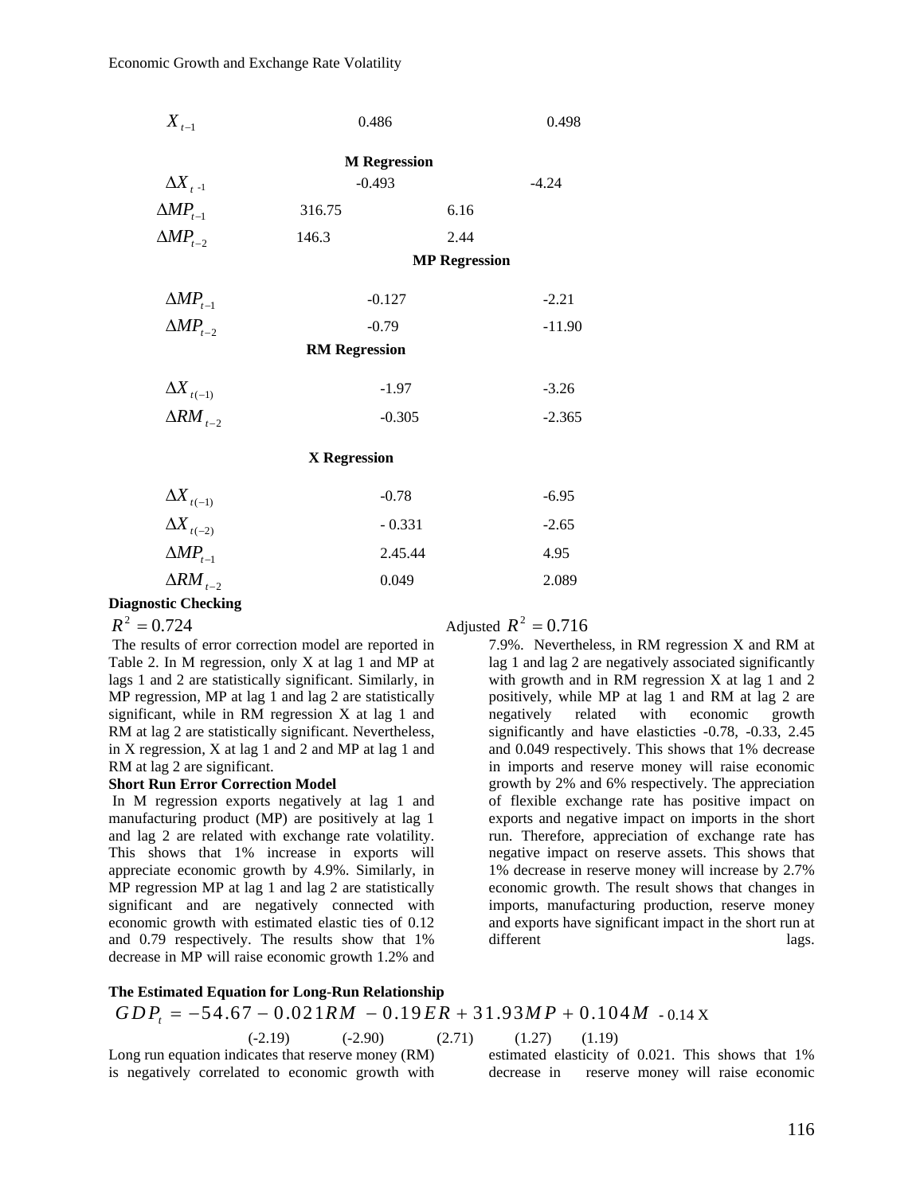| | | |
|---|---|---|
| $X_{t-1}$ | 0.486 | 0.498 |
| **M Regression** | | |
| $\Delta X_{t\ -1}$ | -0.493 | -4.24 |
| $\Delta MP_{t-1}$ | 316.75 | 6.16 |
| $\Delta MP_{t-2}$ | 146.3 | 2.44 |
| **MP Regression** | | |
| $\Delta MP_{t-1}$ | -0.127 | -2.21 |
| $\Delta MP_{t-2}$ | -0.79 | -11.90 |
| **RM Regression** | | |
| $\Delta X_{t(-1)}$ | -1.97 | -3.26 |
| $\Delta RM_{t-2}$ | -0.305 | -2.365 |
| **X Regression** | | |
| $\Delta X_{t(-1)}$ | -0.78 | -6.95 |
| $\Delta X_{t(-2)}$ | - 0.331 | -2.65 |
| $\Delta MP_{t-1}$ | 2.45.44 | 4.95 |
| $\Delta RM_{t-2}$ | 0.049 | 2.089 |

**Diagnostic Checking**

$R^2 = 0.724$ Adjusted $R^2 = 0.716$

The results of error correction model are reported in Table 2. In M regression, only X at lag 1 and MP at lags 1 and 2 are statistically significant. Similarly, in MP regression, MP at lag 1 and lag 2 are statistically significant, while in RM regression X at lag 1 and RM at lag 2 are statistically significant. Nevertheless, in X regression, X at lag 1 and 2 and MP at lag 1 and RM at lag 2 are significant.

**Short Run Error Correction Model**

In M regression exports negatively at lag 1 and manufacturing product (MP) are positively at lag 1 and lag 2 are related with exchange rate volatility. This shows that 1% increase in exports will appreciate economic growth by 4.9%. Similarly, in MP regression MP at lag 1 and lag 2 are statistically significant and are negatively connected with economic growth with estimated elastic ties of 0.12 and 0.79 respectively. The results show that 1% decrease in MP will raise economic growth 1.2% and 7.9%. Nevertheless, in RM regression X and RM at lag 1 and lag 2 are negatively associated significantly with growth and in RM regression X at lag 1 and 2 positively, while MP at lag 1 and RM at lag 2 are negatively related with economic growth significantly and have elasticties -0.78, -0.33, 2.45 and 0.049 respectively. This shows that 1% decrease in imports and reserve money will raise economic growth by 2% and 6% respectively. The appreciation of flexible exchange rate has positive impact on exports and negative impact on imports in the short run. Therefore, appreciation of exchange rate has negative impact on reserve assets. This shows that 1% decrease in reserve money will increase by 2.7% economic growth. The result shows that changes in imports, manufacturing production, reserve money and exports have significant impact in the short run at different lags.

**The Estimated Equation for Long-Run Relationship**

$$GDP_t = -54.67 - 0.021RM - 0.19ER + 31.93MP + 0.104M - 0.14X$$

(-2.19) (-2.90) (2.71) (1.27) (1.19)

Long run equation indicates that reserve money (RM) is negatively correlated to economic growth with estimated elasticity of 0.021. This shows that 1% decrease in reserve money will raise economic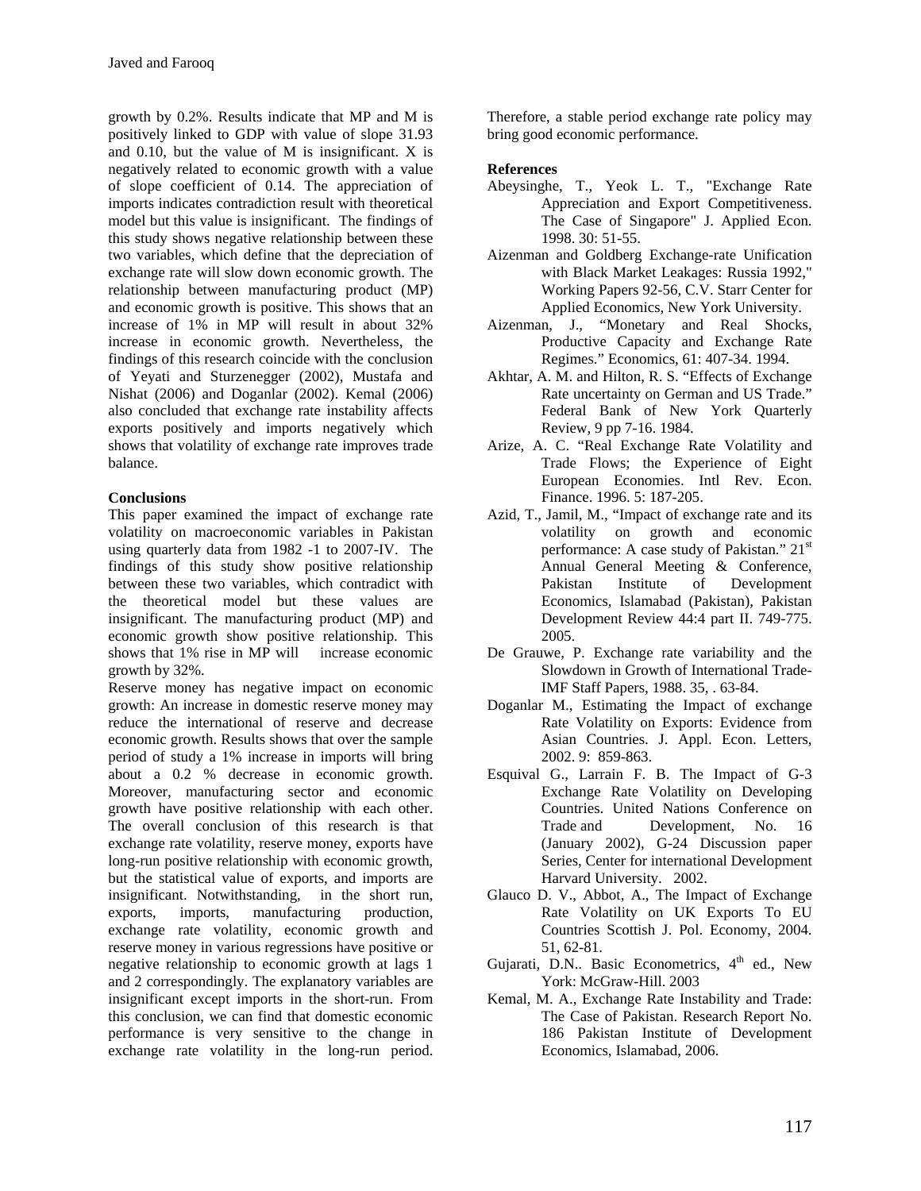growth by 0.2%. Results indicate that MP and M is positively linked to GDP with value of slope 31.93 and 0.10, but the value of M is insignificant. X is negatively related to economic growth with a value of slope coefficient of 0.14. The appreciation of imports indicates contradiction result with theoretical model but this value is insignificant. The findings of this study shows negative relationship between these two variables, which define that the depreciation of exchange rate will slow down economic growth. The relationship between manufacturing product (MP) and economic growth is positive. This shows that an increase of 1% in MP will result in about 32% increase in economic growth. Nevertheless, the findings of this research coincide with the conclusion of Yeyati and Sturzenegger (2002), Mustafa and Nishat (2006) and Doganlar (2002). Kemal (2006) also concluded that exchange rate instability affects exports positively and imports negatively which shows that volatility of exchange rate improves trade balance.

**Conclusions**

This paper examined the impact of exchange rate volatility on macroeconomic variables in Pakistan using quarterly data from 1982 -1 to 2007-IV. The findings of this study show positive relationship between these two variables, which contradict with the theoretical model but these values are insignificant. The manufacturing product (MP) and economic growth show positive relationship. This shows that 1% rise in MP will increase economic growth by 32%.

Reserve money has negative impact on economic growth: An increase in domestic reserve money may reduce the international of reserve and decrease economic growth. Results shows that over the sample period of study a 1% increase in imports will bring about a 0.2 % decrease in economic growth. Moreover, manufacturing sector and economic growth have positive relationship with each other. The overall conclusion of this research is that exchange rate volatility, reserve money, exports have long-run positive relationship with economic growth, but the statistical value of exports, and imports are insignificant. Notwithstanding, in the short run, exports, imports, manufacturing production, exchange rate volatility, economic growth and reserve money in various regressions have positive or negative relationship to economic growth at lags 1 and 2 correspondingly. The explanatory variables are insignificant except imports in the short-run. From this conclusion, we can find that domestic economic performance is very sensitive to the change in exchange rate volatility in the long-run period. Therefore, a stable period exchange rate policy may bring good economic performance.

**References**

Abeysinghe, T., Yeok L. T., "Exchange Rate Appreciation and Export Competitiveness. The Case of Singapore" J. Applied Econ. 1998. 30: 51-55.

Aizenman and Goldberg Exchange-rate Unification with Black Market Leakages: Russia 1992," Working Papers 92-56, C.V. Starr Center for Applied Economics, New York University.

Aizenman, J., "Monetary and Real Shocks, Productive Capacity and Exchange Rate Regimes." Economics, 61: 407-34. 1994.

Akhtar, A. M. and Hilton, R. S. "Effects of Exchange Rate uncertainty on German and US Trade." Federal Bank of New York Quarterly Review, 9 pp 7-16. 1984.

Arize, A. C. "Real Exchange Rate Volatility and Trade Flows; the Experience of Eight European Economies. Intl Rev. Econ. Finance. 1996. 5: 187-205.

Azid, T., Jamil, M., "Impact of exchange rate and its volatility on growth and economic performance: A case study of Pakistan." 21st Annual General Meeting & Conference, Pakistan Institute of Development Economics, Islamabad (Pakistan), Pakistan Development Review 44:4 part II. 749-775. 2005.

De Grauwe, P. Exchange rate variability and the Slowdown in Growth of International Trade- IMF Staff Papers, 1988. 35, . 63-84.

Doganlar M., Estimating the Impact of exchange Rate Volatility on Exports: Evidence from Asian Countries. J. Appl. Econ. Letters, 2002. 9: 859-863.

Esquival G., Larrain F. B. The Impact of G-3 Exchange Rate Volatility on Developing Countries. United Nations Conference on Trade and Development, No. 16 (January 2002), G-24 Discussion paper Series, Center for international Development Harvard University. 2002.

Glauco D. V., Abbot, A., The Impact of Exchange Rate Volatility on UK Exports To EU Countries Scottish J. Pol. Economy, 2004. 51, 62-81.

Gujarati, D.N.. Basic Econometrics, 4th ed., New York: McGraw-Hill. 2003

Kemal, M. A., Exchange Rate Instability and Trade: The Case of Pakistan. Research Report No. 186 Pakistan Institute of Development Economics, Islamabad, 2006.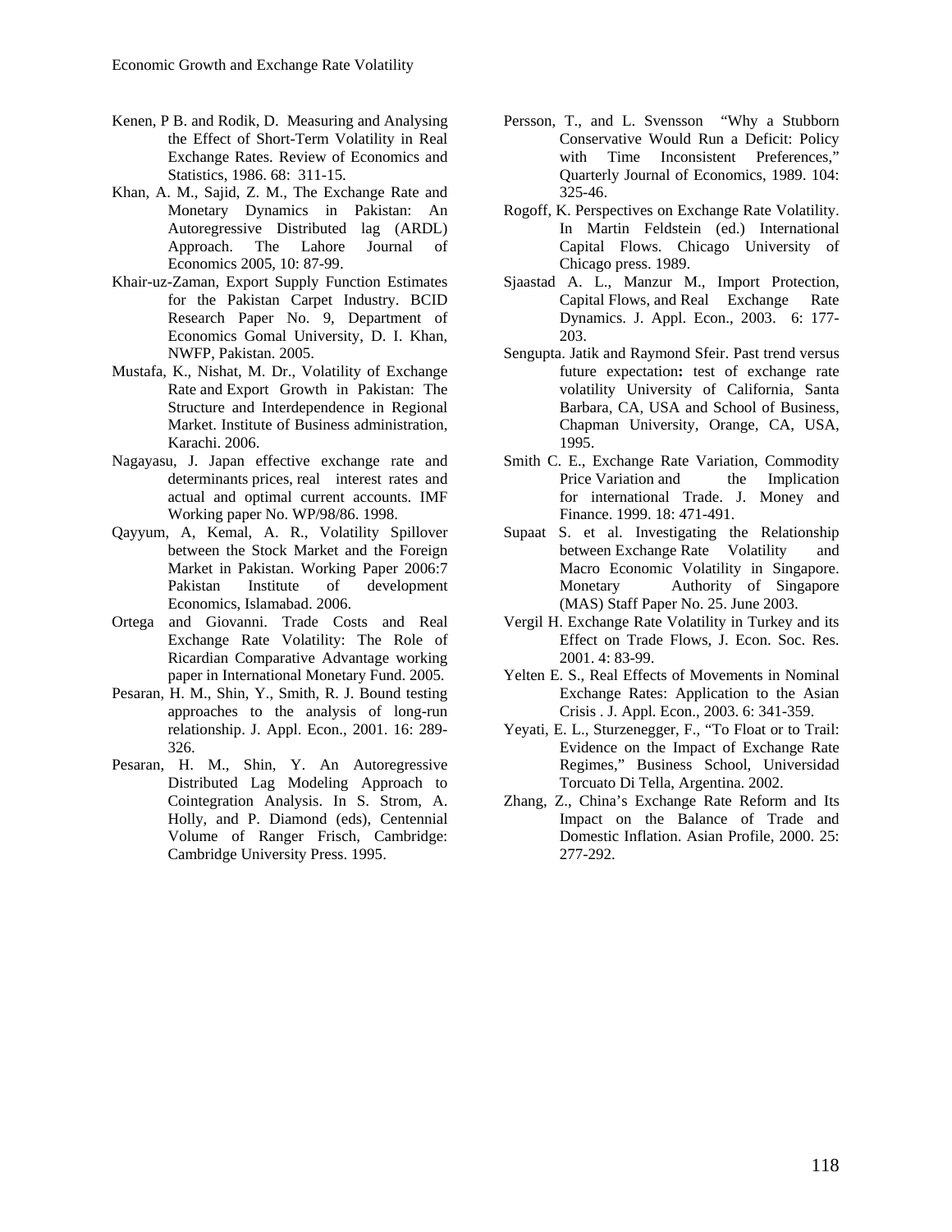Kenen, P B. and Rodik, D. Measuring and Analysing the Effect of Short-Term Volatility in Real Exchange Rates. Review of Economics and Statistics, 1986. 68: 311-15.

Khan, A. M., Sajid, Z. M., The Exchange Rate and Monetary Dynamics in Pakistan: An Autoregressive Distributed lag (ARDL) Approach. The Lahore Journal of Economics 2005, 10: 87-99.

Khair-uz-Zaman, Export Supply Function Estimates for the Pakistan Carpet Industry. BCID Research Paper No. 9, Department of Economics Gomal University, D. I. Khan, NWFP, Pakistan. 2005.

Mustafa, K., Nishat, M. Dr., Volatility of Exchange Rate and Export Growth in Pakistan: The Structure and Interdependence in Regional Market. Institute of Business administration, Karachi. 2006.

Nagayasu, J. Japan effective exchange rate and determinants prices, real interest rates and actual and optimal current accounts. IMF Working paper No. WP/98/86. 1998.

Qayyum, A, Kemal, A. R., Volatility Spillover between the Stock Market and the Foreign Market in Pakistan. Working Paper 2006:7 Pakistan Institute of development Economics, Islamabad. 2006.

Ortega and Giovanni. Trade Costs and Real Exchange Rate Volatility: The Role of Ricardian Comparative Advantage working paper in International Monetary Fund. 2005.

Pesaran, H. M., Shin, Y., Smith, R. J. Bound testing approaches to the analysis of long-run relationship. J. Appl. Econ., 2001. 16: 289-326.

Pesaran, H. M., Shin, Y. An Autoregressive Distributed Lag Modeling Approach to Cointegration Analysis. In S. Strom, A. Holly, and P. Diamond (eds), Centennial Volume of Ranger Frisch, Cambridge: Cambridge University Press. 1995.

Persson, T., and L. Svensson "Why a Stubborn Conservative Would Run a Deficit: Policy with Time Inconsistent Preferences," Quarterly Journal of Economics, 1989. 104: 325-46.

Rogoff, K. Perspectives on Exchange Rate Volatility. In Martin Feldstein (ed.) International Capital Flows. Chicago University of Chicago press. 1989.

Sjaastad A. L., Manzur M., Import Protection, Capital Flows, and Real Exchange Rate Dynamics. J. Appl. Econ., 2003. 6: 177-203.

Sengupta. Jatik and Raymond Sfeir. Past trend versus future expectation**:** test of exchange rate volatility University of California, Santa Barbara, CA, USA and School of Business, Chapman University, Orange, CA, USA, 1995.

Smith C. E., Exchange Rate Variation, Commodity Price Variation and the Implication for international Trade. J. Money and Finance. 1999. 18: 471-491.

Supaat S. et al. Investigating the Relationship between Exchange Rate Volatility and Macro Economic Volatility in Singapore. Monetary Authority of Singapore (MAS) Staff Paper No. 25. June 2003.

Vergil H. Exchange Rate Volatility in Turkey and its Effect on Trade Flows, J. Econ. Soc. Res. 2001. 4: 83-99.

Yelten E. S., Real Effects of Movements in Nominal Exchange Rates: Application to the Asian Crisis . J. Appl. Econ., 2003. 6: 341-359.

Yeyati, E. L., Sturzenegger, F., "To Float or to Trail: Evidence on the Impact of Exchange Rate Regimes," Business School, Universidad Torcuato Di Tella, Argentina. 2002.

Zhang, Z., China's Exchange Rate Reform and Its Impact on the Balance of Trade and Domestic Inflation. Asian Profile, 2000. 25: 277-292.